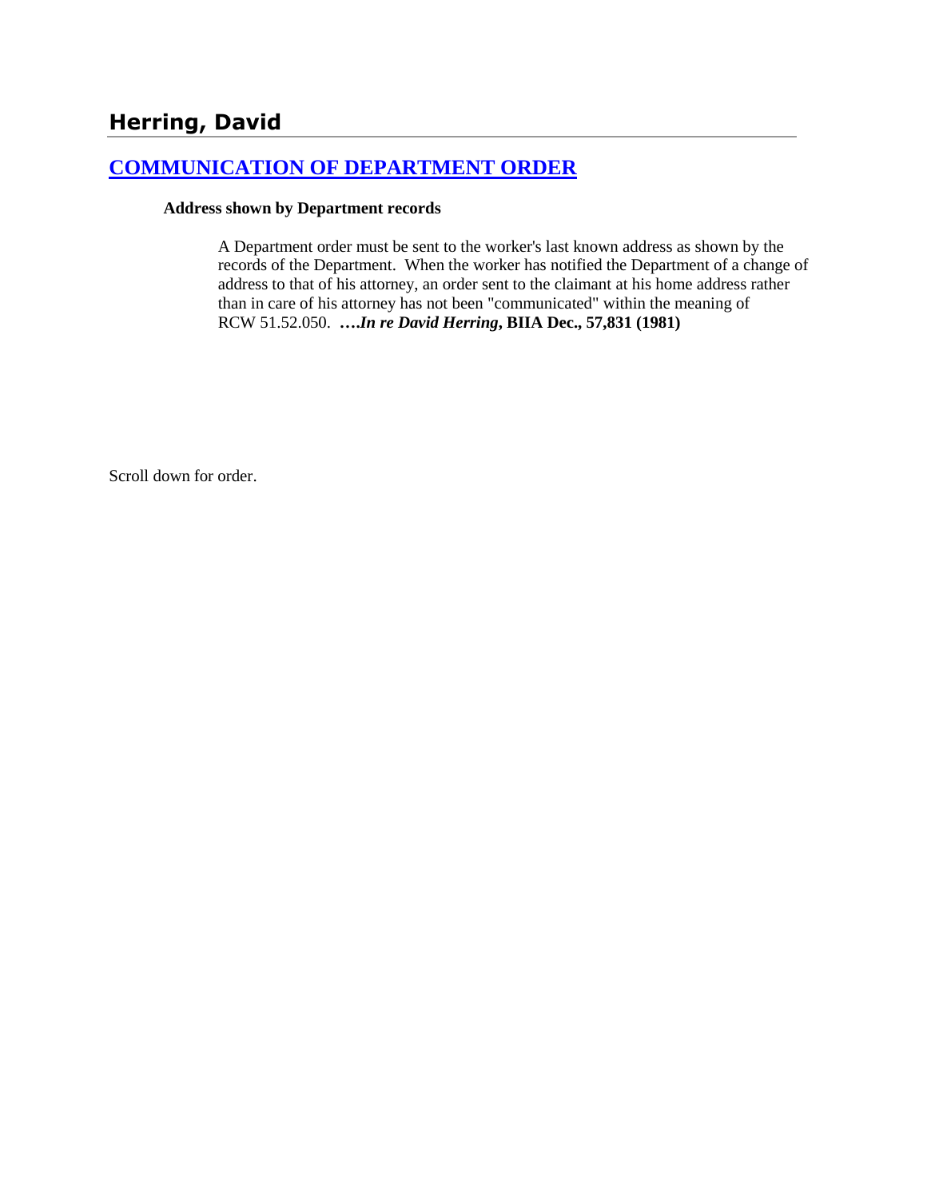## Herring, David

### [COMMUNICATION OF DEPARTMENT ORDER]

**Address shown by Department records**

> A Department order must be sent to the worker's last known address as shown by the records of the Department. When the worker has notified the Department of a change of address to that of his attorney, an order sent to the claimant at his home address rather than in care of his attorney has not been "communicated" within the meaning of RCW 51.52.050. ***….In re David Herring*, BIIA Dec., 57,831 (1981)**

Scroll down for order.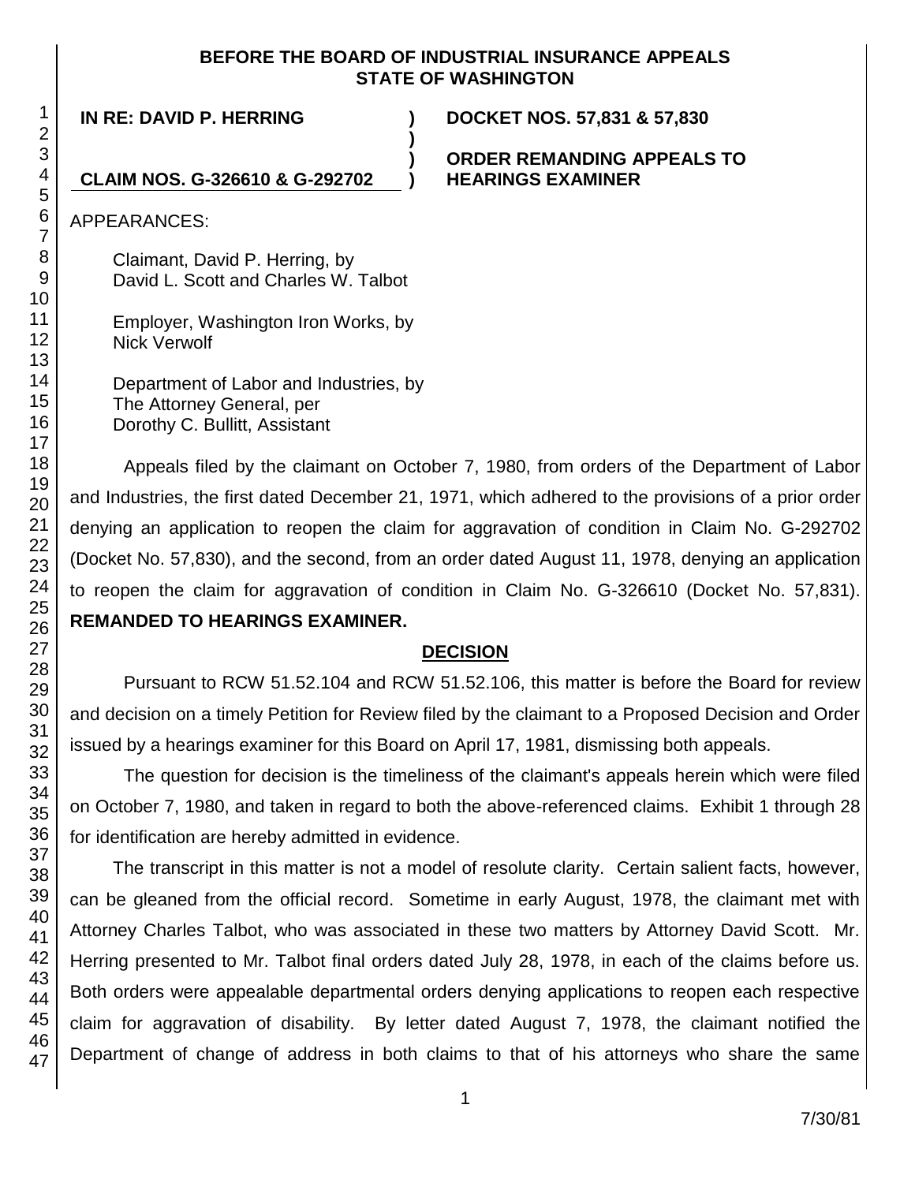**BEFORE THE BOARD OF INDUSTRIAL INSURANCE APPEALS**
**STATE OF WASHINGTON**

| | | |
|---|---|---|
| **IN RE: DAVID P. HERRING** | **)** | **DOCKET NOS. 57,831 & 57,830** |
| | **)** | |
| | **)** | **ORDER REMANDING APPEALS TO** |
| **CLAIM NOS. G-326610 & G-292702** | **)** | **HEARINGS EXAMINER** |

APPEARANCES:

Claimant, David P. Herring, by
David L. Scott and Charles W. Talbot

Employer, Washington Iron Works, by
Nick Verwolf

Department of Labor and Industries, by
The Attorney General, per
Dorothy C. Bullitt, Assistant

Appeals filed by the claimant on October 7, 1980, from orders of the Department of Labor and Industries, the first dated December 21, 1971, which adhered to the provisions of a prior order denying an application to reopen the claim for aggravation of condition in Claim No. G-292702 (Docket No. 57,830), and the second, from an order dated August 11, 1978, denying an application to reopen the claim for aggravation of condition in Claim No. G-326610 (Docket No. 57,831). **REMANDED TO HEARINGS EXAMINER.**

## DECISION

Pursuant to RCW 51.52.104 and RCW 51.52.106, this matter is before the Board for review and decision on a timely Petition for Review filed by the claimant to a Proposed Decision and Order issued by a hearings examiner for this Board on April 17, 1981, dismissing both appeals.

The question for decision is the timeliness of the claimant's appeals herein which were filed on October 7, 1980, and taken in regard to both the above-referenced claims. Exhibit 1 through 28 for identification are hereby admitted in evidence.

The transcript in this matter is not a model of resolute clarity. Certain salient facts, however, can be gleaned from the official record. Sometime in early August, 1978, the claimant met with Attorney Charles Talbot, who was associated in these two matters by Attorney David Scott. Mr. Herring presented to Mr. Talbot final orders dated July 28, 1978, in each of the claims before us. Both orders were appealable departmental orders denying applications to reopen each respective claim for aggravation of disability. By letter dated August 7, 1978, the claimant notified the Department of change of address in both claims to that of his attorneys who share the same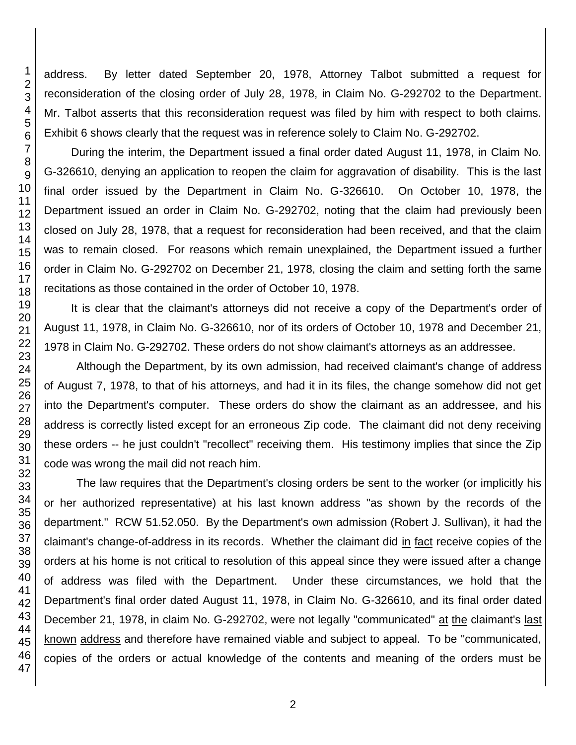address. By letter dated September 20, 1978, Attorney Talbot submitted a request for reconsideration of the closing order of July 28, 1978, in Claim No. G-292702 to the Department. Mr. Talbot asserts that this reconsideration request was filed by him with respect to both claims. Exhibit 6 shows clearly that the request was in reference solely to Claim No. G-292702.

During the interim, the Department issued a final order dated August 11, 1978, in Claim No. G-326610, denying an application to reopen the claim for aggravation of disability. This is the last final order issued by the Department in Claim No. G-326610. On October 10, 1978, the Department issued an order in Claim No. G-292702, noting that the claim had previously been closed on July 28, 1978, that a request for reconsideration had been received, and that the claim was to remain closed. For reasons which remain unexplained, the Department issued a further order in Claim No. G-292702 on December 21, 1978, closing the claim and setting forth the same recitations as those contained in the order of October 10, 1978.

It is clear that the claimant's attorneys did not receive a copy of the Department's order of August 11, 1978, in Claim No. G-326610, nor of its orders of October 10, 1978 and December 21, 1978 in Claim No. G-292702. These orders do not show claimant's attorneys as an addressee.

Although the Department, by its own admission, had received claimant's change of address of August 7, 1978, to that of his attorneys, and had it in its files, the change somehow did not get into the Department's computer. These orders do show the claimant as an addressee, and his address is correctly listed except for an erroneous Zip code. The claimant did not deny receiving these orders -- he just couldn't "recollect" receiving them. His testimony implies that since the Zip code was wrong the mail did not reach him.

The law requires that the Department's closing orders be sent to the worker (or implicitly his or her authorized representative) at his last known address "as shown by the records of the department." RCW 51.52.050. By the Department's own admission (Robert J. Sullivan), it had the claimant's change-of-address in its records. Whether the claimant did in fact receive copies of the orders at his home is not critical to resolution of this appeal since they were issued after a change of address was filed with the Department. Under these circumstances, we hold that the Department's final order dated August 11, 1978, in Claim No. G-326610, and its final order dated December 21, 1978, in claim No. G-292702, were not legally "communicated" at the claimant's last known address and therefore have remained viable and subject to appeal. To be "communicated, copies of the orders or actual knowledge of the contents and meaning of the orders must be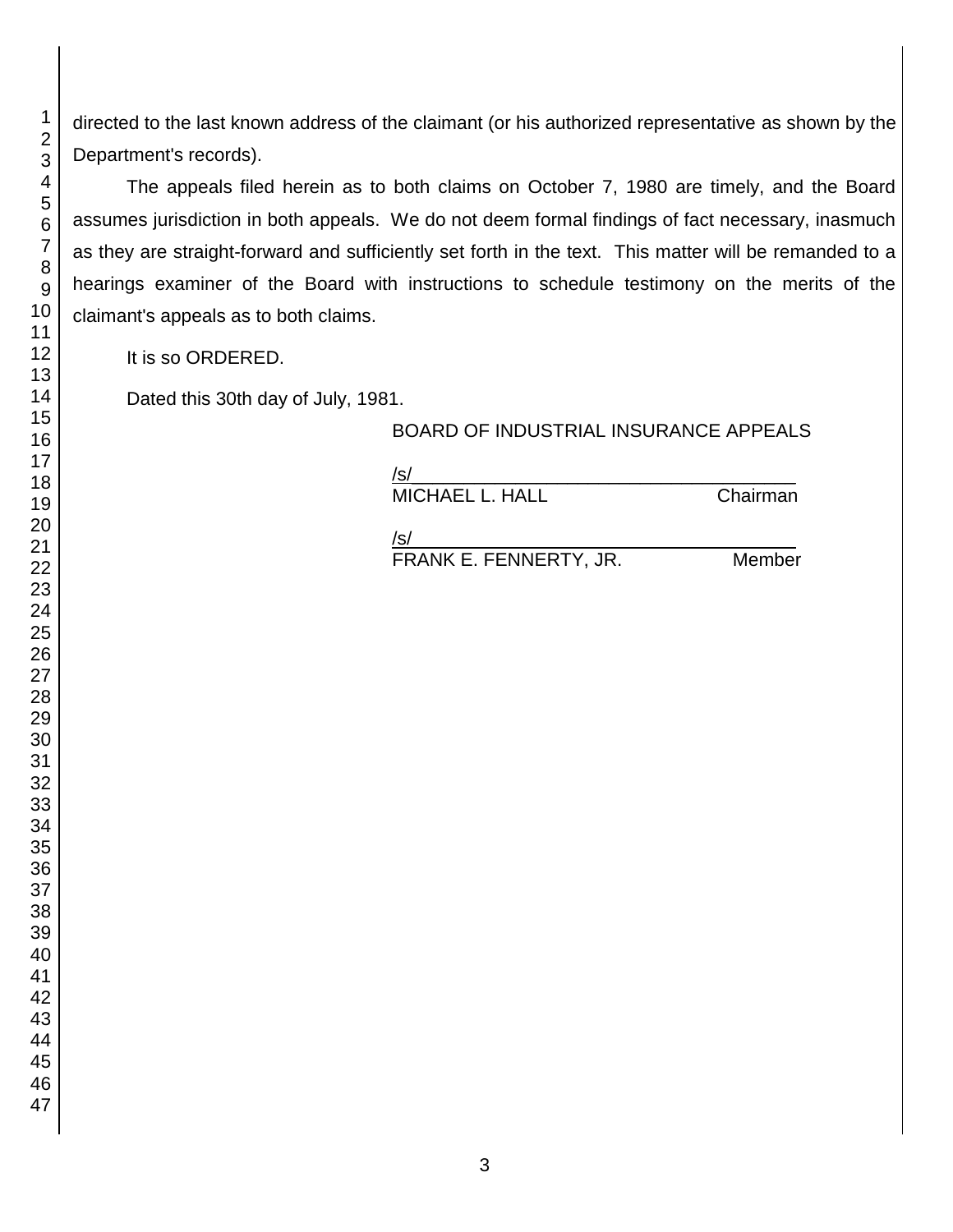directed to the last known address of the claimant (or his authorized representative as shown by the Department's records).

The appeals filed herein as to both claims on October 7, 1980 are timely, and the Board assumes jurisdiction in both appeals. We do not deem formal findings of fact necessary, inasmuch as they are straight-forward and sufficiently set forth in the text. This matter will be remanded to a hearings examiner of the Board with instructions to schedule testimony on the merits of the claimant's appeals as to both claims.

It is so ORDERED.

Dated this 30th day of July, 1981.

BOARD OF INDUSTRIAL INSURANCE APPEALS

/s/
MICHAEL L. HALL Chairman

/s/
FRANK E. FENNERTY, JR. Member